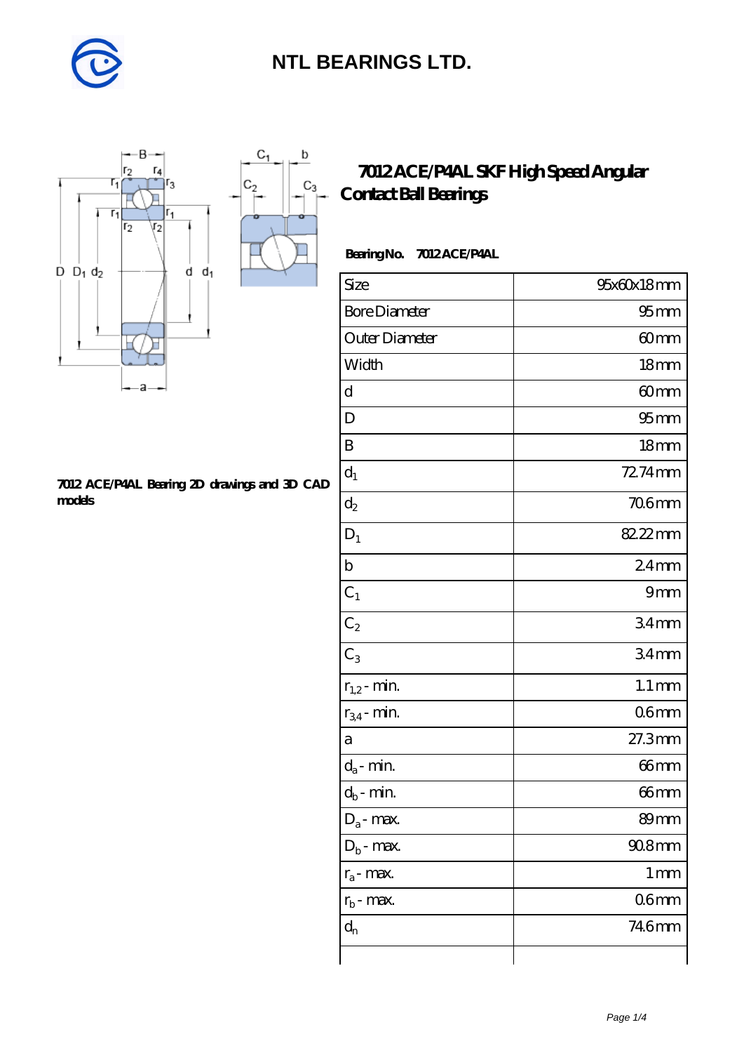# NTL BEARINGS LTD.

## 7012 ACE/P4AL SKF High Speed Angular Contact Ball Bearings

**Bearing No. 7012 ACE/P4AL**

7012 ACE/P4AL Bearing 2D drawings and 3D CAD models

| Size | 95x60x18 mm |
|---|---|
| Bore Diameter | 95 mm |
| Outer Diameter | 60 mm |
| Width | 18 mm |
| d | 60 mm |
| D | 95 mm |
| B | 18 mm |
| $d_1$ | 72.74 mm |
| $d_2$ | 70.6 mm |
| $D_1$ | 82.22 mm |
| b | 2.4 mm |
| $C_1$ | 9 mm |
| $C_2$ | 3.4 mm |
| $C_3$ | 3.4 mm |
| $r_{1,2}$ - min. | 1.1 mm |
| $r_{3,4}$ - min. | 0.6 mm |
| a | 27.3 mm |
| $d_a$ - min. | 66 mm |
| $d_b$ - min. | 66 mm |
| $D_a$ - max. | 89 mm |
| $D_b$ - max. | 90.8 mm |
| $r_a$ - max. | 1 mm |
| $r_b$ - max. | 0.6 mm |
| $d_n$ | 74.6 mm |
| | |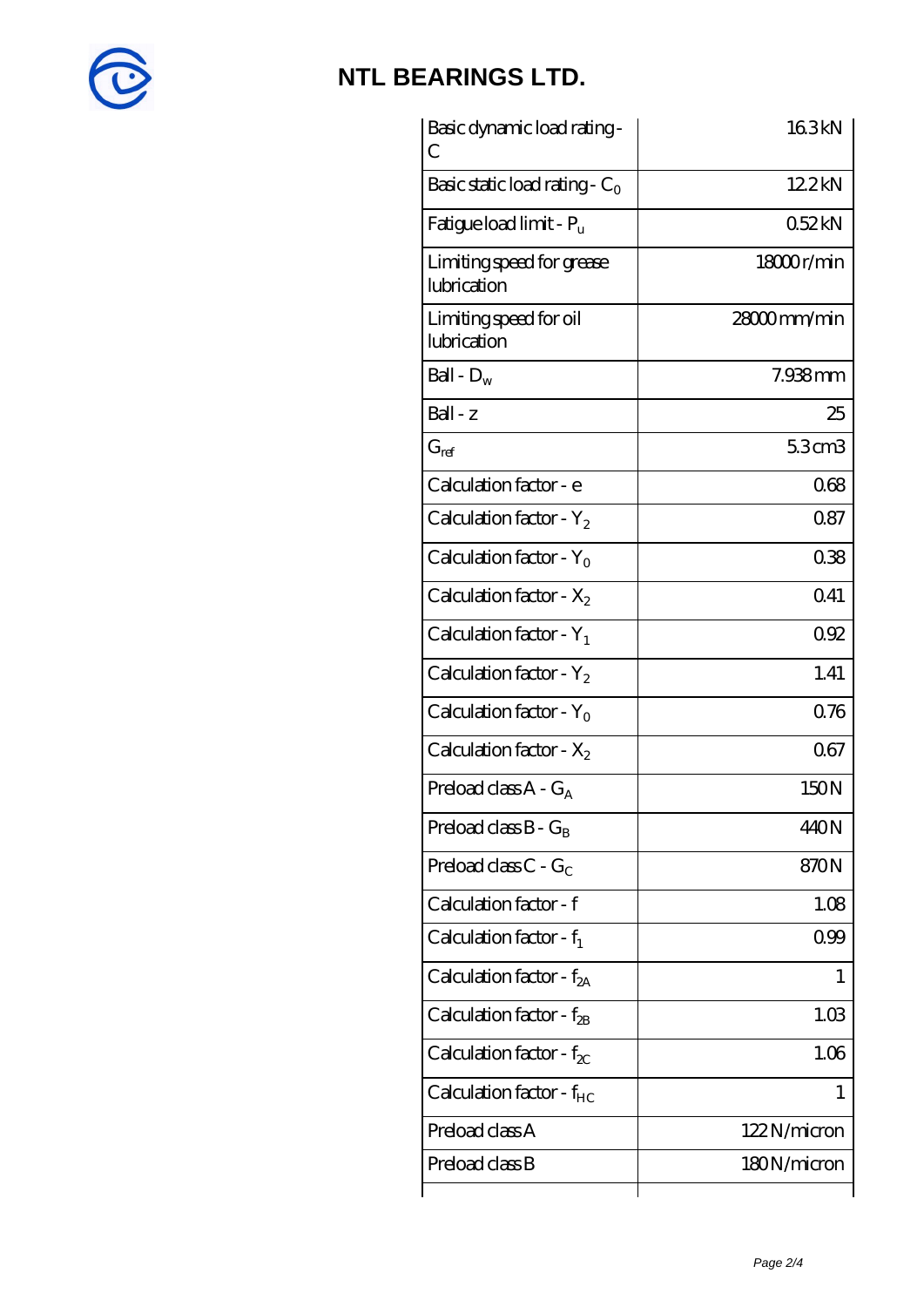# NTL BEARINGS LTD.

| | |
|---|---|
| Basic dynamic load rating - C | 16.3 kN |
| Basic static load rating - $C_0$ | 12.2 kN |
| Fatigue load limit - $P_u$ | 0.52 kN |
| Limiting speed for grease lubrication | 18000 r/min |
| Limiting speed for oil lubrication | 28000 mm/min |
| Ball - $D_w$ | 7.938 mm |
| Ball - z | 25 |
| $G_{ref}$ | 5.3 cm3 |
| Calculation factor - e | 0.68 |
| Calculation factor - $Y_2$ | 0.87 |
| Calculation factor - $Y_0$ | 0.38 |
| Calculation factor - $X_2$ | 0.41 |
| Calculation factor - $Y_1$ | 0.92 |
| Calculation factor - $Y_2$ | 1.41 |
| Calculation factor - $Y_0$ | 0.76 |
| Calculation factor - $X_2$ | 0.67 |
| Preload class A - $G_A$ | 150 N |
| Preload class B - $G_B$ | 440 N |
| Preload class C - $G_C$ | 870 N |
| Calculation factor - f | 1.08 |
| Calculation factor - $f_1$ | 0.99 |
| Calculation factor - $f_{2A}$ | 1 |
| Calculation factor - $f_{2B}$ | 1.03 |
| Calculation factor - $f_{2C}$ | 1.06 |
| Calculation factor - $f_{HC}$ | 1 |
| Preload class A | 122 N/micron |
| Preload class B | 180 N/micron |
| | |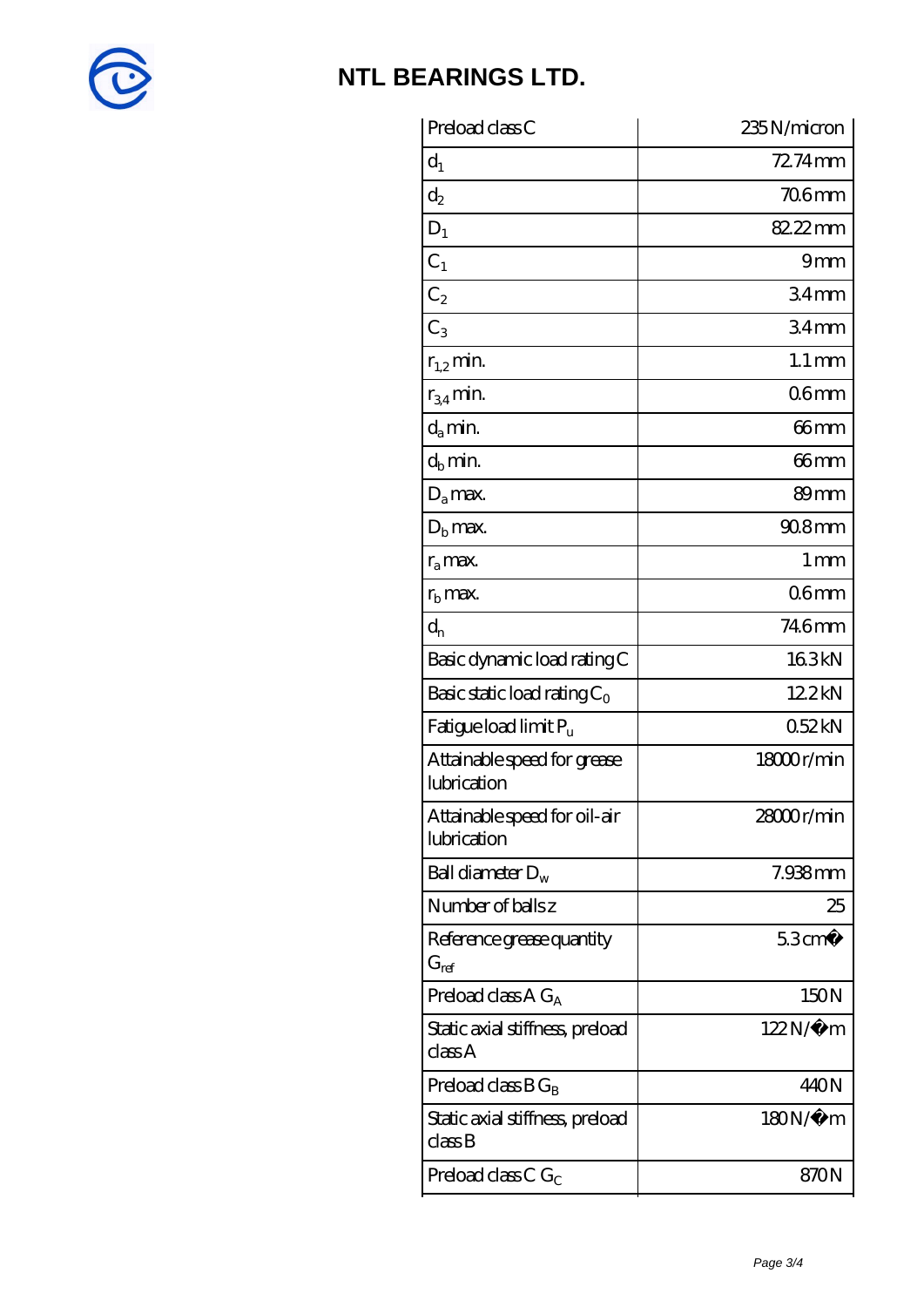# NTL BEARINGS LTD.

| | |
|---|---|
| Preload class C | 235 N/micron |
| $d_1$ | 72.74 mm |
| $d_2$ | 70.6 mm |
| $D_1$ | 82.22 mm |
| $C_1$ | 9 mm |
| $C_2$ | 3.4 mm |
| $C_3$ | 3.4 mm |
| $r_{1,2}$ min. | 1.1 mm |
| $r_{3,4}$ min. | 0.6 mm |
| $d_a$ min. | 66 mm |
| $d_b$ min. | 66 mm |
| $D_a$ max. | 89 mm |
| $D_b$ max. | 90.8 mm |
| $r_a$ max. | 1 mm |
| $r_b$ max. | 0.6 mm |
| $d_n$ | 74.6 mm |
| Basic dynamic load rating C | 16.3 kN |
| Basic static load rating $C_0$ | 12.2 kN |
| Fatigue load limit $P_u$ | 0.52 kN |
| Attainable speed for grease lubrication | 18000 r/min |
| Attainable speed for oil-air lubrication | 28000 r/min |
| Ball diameter $D_w$ | 7.938 mm |
| Number of balls z | 25 |
| Reference grease quantity $G_{ref}$ | 5.3 cm� |
| Preload class A $G_A$ | 150 N |
| Static axial stiffness, preload class A | 122 N/�m |
| Preload class B $G_B$ | 440 N |
| Static axial stiffness, preload class B | 180 N/�m |
| Preload class C $G_C$ | 870 N |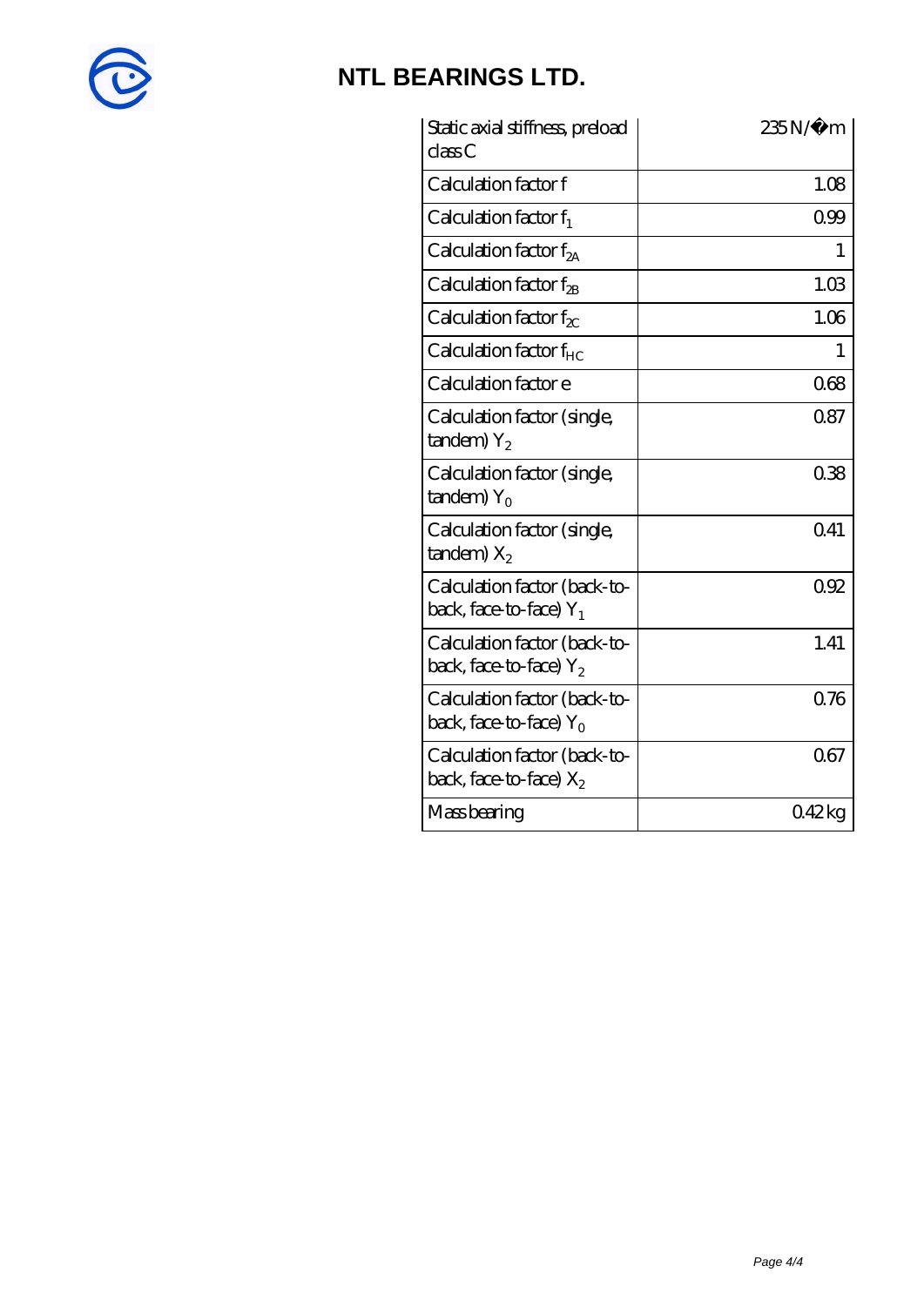# NTL BEARINGS LTD.

| | |
|---|---|
| Static axial stiffness, preload class C | 235 N/�m |
| Calculation factor f | 1.08 |
| Calculation factor $f_1$ | 0.99 |
| Calculation factor $f_{2A}$ | 1 |
| Calculation factor $f_{2B}$ | 1.03 |
| Calculation factor $f_{2C}$ | 1.06 |
| Calculation factor $f_{HC}$ | 1 |
| Calculation factor e | 0.68 |
| Calculation factor (single, tandem) $Y_2$ | 0.87 |
| Calculation factor (single, tandem) $Y_0$ | 0.38 |
| Calculation factor (single, tandem) $X_2$ | 0.41 |
| Calculation factor (back-to-back, face-to-face) $Y_1$ | 0.92 |
| Calculation factor (back-to-back, face-to-face) $Y_2$ | 1.41 |
| Calculation factor (back-to-back, face-to-face) $Y_0$ | 0.76 |
| Calculation factor (back-to-back, face-to-face) $X_2$ | 0.67 |
| Mass bearing | 0.42 kg |